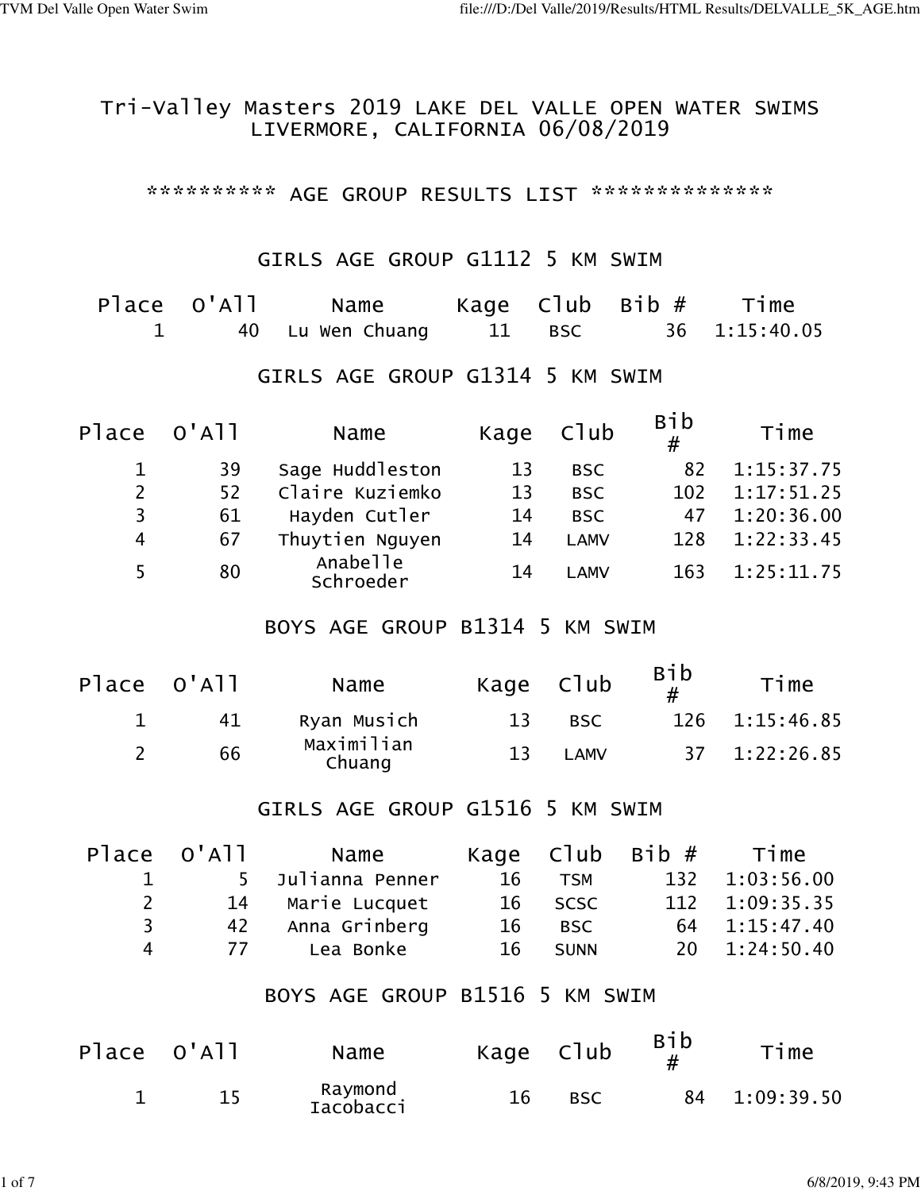# Tri-Valley Masters 2019 LAKE DEL VALLE OPEN WATER SWIMS
## LIVERMORE, CALIFORNIA 06/08/2019

********** AGE GROUP RESULTS LIST **************

### GIRLS AGE GROUP G1112 5 KM SWIM

| Place | O'All | Name | Kage | Club | Bib # | Time |
|---|---|---|---|---|---|---|
| 1 | 40 | Lu Wen Chuang | 11 | BSC | 36 | 1:15:40.05 |

### GIRLS AGE GROUP G1314 5 KM SWIM

| Place | O'All | Name | Kage | Club | Bib # | Time |
|---|---|---|---|---|---|---|
| 1 | 39 | Sage Huddleston | 13 | BSC | 82 | 1:15:37.75 |
| 2 | 52 | Claire Kuziemko | 13 | BSC | 102 | 1:17:51.25 |
| 3 | 61 | Hayden Cutler | 14 | BSC | 47 | 1:20:36.00 |
| 4 | 67 | Thuytien Nguyen | 14 | LAMV | 128 | 1:22:33.45 |
| 5 | 80 | Anabelle Schroeder | 14 | LAMV | 163 | 1:25:11.75 |

### BOYS AGE GROUP B1314 5 KM SWIM

| Place | O'All | Name | Kage | Club | Bib # | Time |
|---|---|---|---|---|---|---|
| 1 | 41 | Ryan Musich | 13 | BSC | 126 | 1:15:46.85 |
| 2 | 66 | Maximilian Chuang | 13 | LAMV | 37 | 1:22:26.85 |

### GIRLS AGE GROUP G1516 5 KM SWIM

| Place | O'All | Name | Kage | Club | Bib # | Time |
|---|---|---|---|---|---|---|
| 1 | 5 | Julianna Penner | 16 | TSM | 132 | 1:03:56.00 |
| 2 | 14 | Marie Lucquet | 16 | SCSC | 112 | 1:09:35.35 |
| 3 | 42 | Anna Grinberg | 16 | BSC | 64 | 1:15:47.40 |
| 4 | 77 | Lea Bonke | 16 | SUNN | 20 | 1:24:50.40 |

### BOYS AGE GROUP B1516 5 KM SWIM

| Place | O'All | Name | Kage | Club | Bib # | Time |
|---|---|---|---|---|---|---|
| 1 | 15 | Raymond Iacobacci | 16 | BSC | 84 | 1:09:39.50 |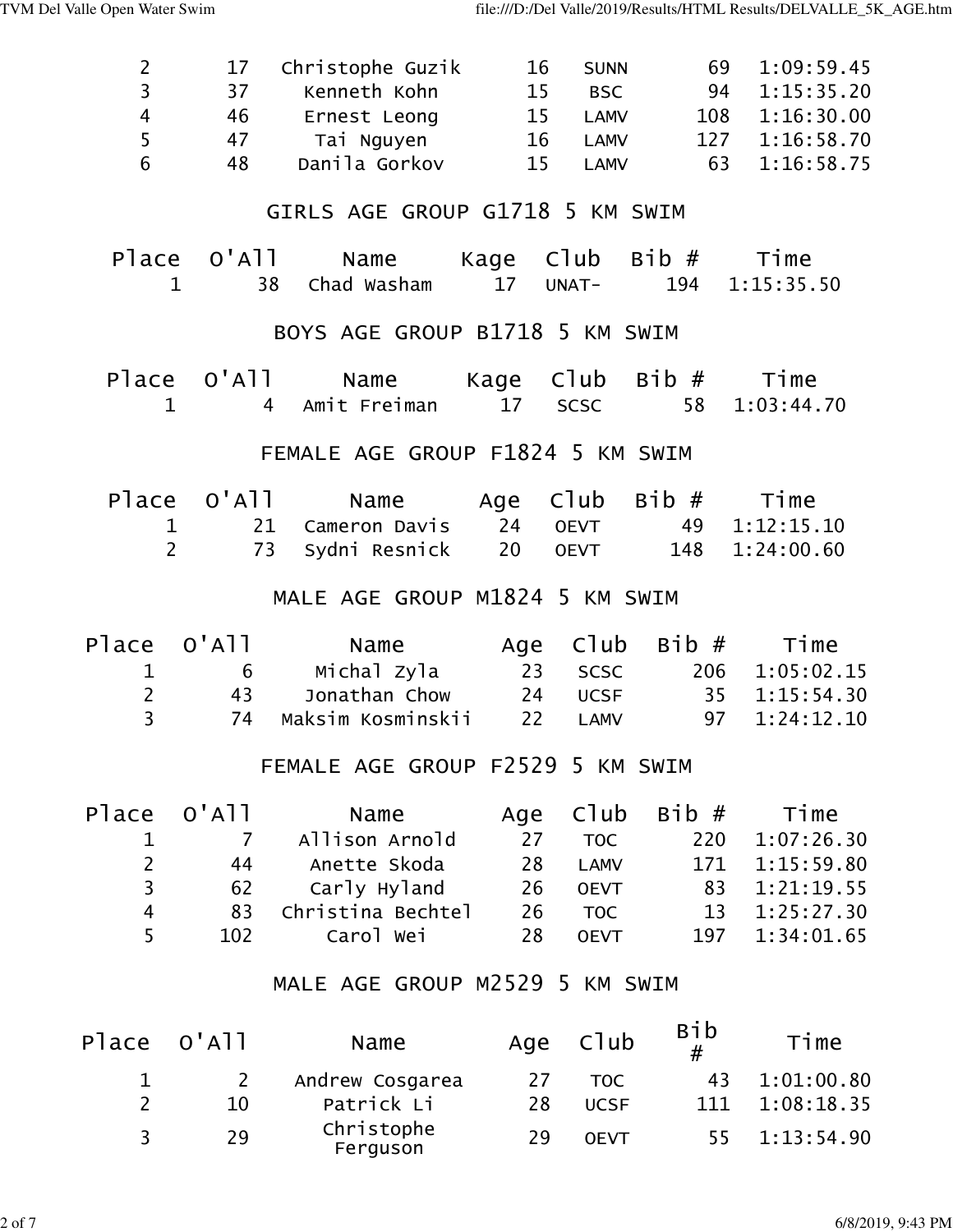| Place | O'All | Name | Kage | Club | Bib # | Time |
|---|---|---|---|---|---|---|
| 2 | 17 | Christophe Guzik | 16 | SUNN | 69 | 1:09:59.45 |
| 3 | 37 | Kenneth Kohn | 15 | BSC | 94 | 1:15:35.20 |
| 4 | 46 | Ernest Leong | 15 | LAMV | 108 | 1:16:30.00 |
| 5 | 47 | Tai Nguyen | 16 | LAMV | 127 | 1:16:58.70 |
| 6 | 48 | Danila Gorkov | 15 | LAMV | 63 | 1:16:58.75 |

## GIRLS AGE GROUP G1718 5 KM SWIM

| Place | O'All | Name | Kage | Club | Bib # | Time |
|---|---|---|---|---|---|---|
| 1 | 38 | Chad Washam | 17 | UNAT- | 194 | 1:15:35.50 |

## BOYS AGE GROUP B1718 5 KM SWIM

| Place | O'All | Name | Kage | Club | Bib # | Time |
|---|---|---|---|---|---|---|
| 1 | 4 | Amit Freiman | 17 | SCSC | 58 | 1:03:44.70 |

## FEMALE AGE GROUP F1824 5 KM SWIM

| Place | O'All | Name | Age | Club | Bib # | Time |
|---|---|---|---|---|---|---|
| 1 | 21 | Cameron Davis | 24 | OEVT | 49 | 1:12:15.10 |
| 2 | 73 | Sydni Resnick | 20 | OEVT | 148 | 1:24:00.60 |

## MALE AGE GROUP M1824 5 KM SWIM

| Place | O'All | Name | Age | Club | Bib # | Time |
|---|---|---|---|---|---|---|
| 1 | 6 | Michal Zyla | 23 | SCSC | 206 | 1:05:02.15 |
| 2 | 43 | Jonathan Chow | 24 | UCSF | 35 | 1:15:54.30 |
| 3 | 74 | Maksim Kosminskii | 22 | LAMV | 97 | 1:24:12.10 |

## FEMALE AGE GROUP F2529 5 KM SWIM

| Place | O'All | Name | Age | Club | Bib # | Time |
|---|---|---|---|---|---|---|
| 1 | 7 | Allison Arnold | 27 | TOC | 220 | 1:07:26.30 |
| 2 | 44 | Anette Skoda | 28 | LAMV | 171 | 1:15:59.80 |
| 3 | 62 | Carly Hyland | 26 | OEVT | 83 | 1:21:19.55 |
| 4 | 83 | Christina Bechtel | 26 | TOC | 13 | 1:25:27.30 |
| 5 | 102 | Carol Wei | 28 | OEVT | 197 | 1:34:01.65 |

## MALE AGE GROUP M2529 5 KM SWIM

| Place | O'All | Name | Age | Club | Bib # | Time |
|---|---|---|---|---|---|---|
| 1 | 2 | Andrew Cosgarea | 27 | TOC | 43 | 1:01:00.80 |
| 2 | 10 | Patrick Li | 28 | UCSF | 111 | 1:08:18.35 |
| 3 | 29 | Christophe Ferguson | 29 | OEVT | 55 | 1:13:54.90 |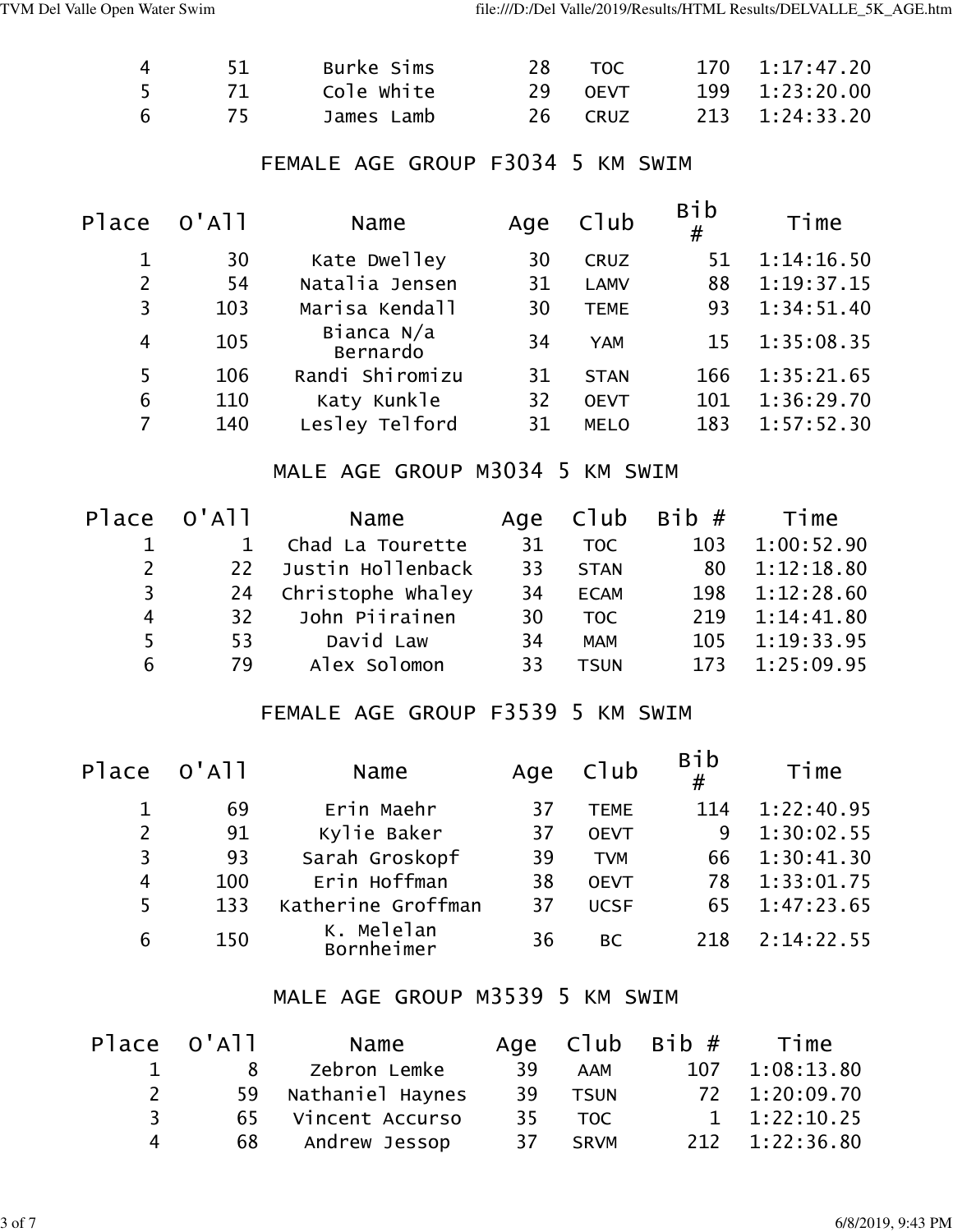| Place | O'All | Name | Age | Club | Bib # | Time |
|---|---|---|---|---|---|---|
| 4 | 51 | Burke Sims | 28 | TOC | 170 | 1:17:47.20 |
| 5 | 71 | Cole White | 29 | OEVT | 199 | 1:23:20.00 |
| 6 | 75 | James Lamb | 26 | CRUZ | 213 | 1:24:33.20 |

## FEMALE AGE GROUP F3034 5 KM SWIM

| Place | O'All | Name | Age | Club | Bib # | Time |
|---|---|---|---|---|---|---|
| 1 | 30 | Kate Dwelley | 30 | CRUZ | 51 | 1:14:16.50 |
| 2 | 54 | Natalia Jensen | 31 | LAMV | 88 | 1:19:37.15 |
| 3 | 103 | Marisa Kendall | 30 | TEME | 93 | 1:34:51.40 |
| 4 | 105 | Bianca N/a Bernardo | 34 | YAM | 15 | 1:35:08.35 |
| 5 | 106 | Randi Shiromizu | 31 | STAN | 166 | 1:35:21.65 |
| 6 | 110 | Katy Kunkle | 32 | OEVT | 101 | 1:36:29.70 |
| 7 | 140 | Lesley Telford | 31 | MELO | 183 | 1:57:52.30 |

## MALE AGE GROUP M3034 5 KM SWIM

| Place | O'All | Name | Age | Club | Bib # | Time |
|---|---|---|---|---|---|---|
| 1 | 1 | Chad La Tourette | 31 | TOC | 103 | 1:00:52.90 |
| 2 | 22 | Justin Hollenback | 33 | STAN | 80 | 1:12:18.80 |
| 3 | 24 | Christophe Whaley | 34 | ECAM | 198 | 1:12:28.60 |
| 4 | 32 | John Piirainen | 30 | TOC | 219 | 1:14:41.80 |
| 5 | 53 | David Law | 34 | MAM | 105 | 1:19:33.95 |
| 6 | 79 | Alex Solomon | 33 | TSUN | 173 | 1:25:09.95 |

## FEMALE AGE GROUP F3539 5 KM SWIM

| Place | O'All | Name | Age | Club | Bib # | Time |
|---|---|---|---|---|---|---|
| 1 | 69 | Erin Maehr | 37 | TEME | 114 | 1:22:40.95 |
| 2 | 91 | Kylie Baker | 37 | OEVT | 9 | 1:30:02.55 |
| 3 | 93 | Sarah Groskopf | 39 | TVM | 66 | 1:30:41.30 |
| 4 | 100 | Erin Hoffman | 38 | OEVT | 78 | 1:33:01.75 |
| 5 | 133 | Katherine Groffman | 37 | UCSF | 65 | 1:47:23.65 |
| 6 | 150 | K. Melelan Bornheimer | 36 | BC | 218 | 2:14:22.55 |

## MALE AGE GROUP M3539 5 KM SWIM

| Place | O'All | Name | Age | Club | Bib # | Time |
|---|---|---|---|---|---|---|
| 1 | 8 | Zebron Lemke | 39 | AAM | 107 | 1:08:13.80 |
| 2 | 59 | Nathaniel Haynes | 39 | TSUN | 72 | 1:20:09.70 |
| 3 | 65 | Vincent Accurso | 35 | TOC | 1 | 1:22:10.25 |
| 4 | 68 | Andrew Jessop | 37 | SRVM | 212 | 1:22:36.80 |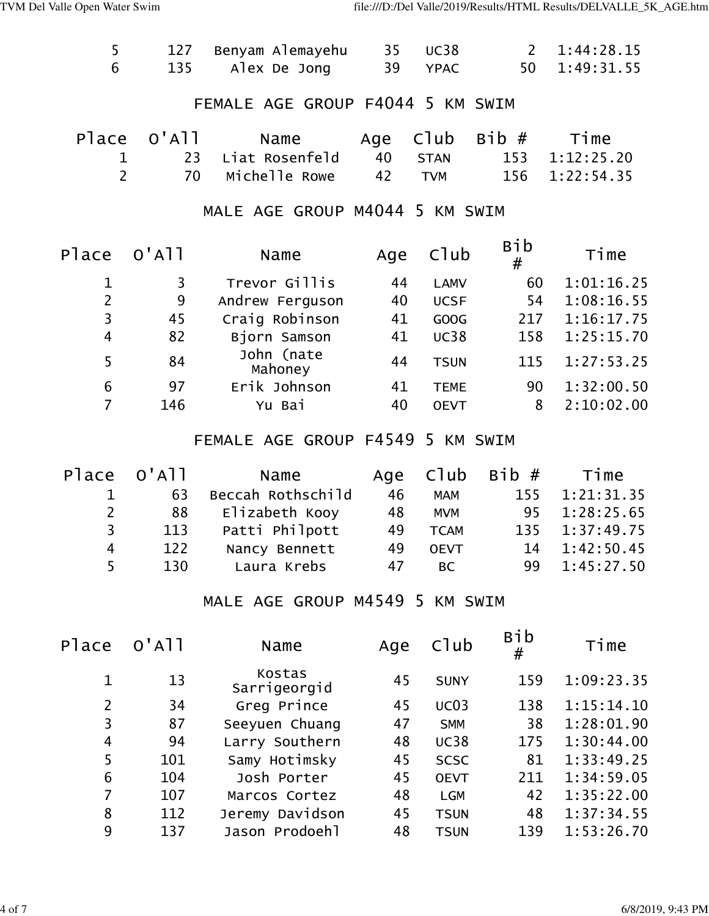| | | | | | | |
|---|---|---|---|---|---|---|
| 5 | 127 | Benyam Alemayehu | 35 | UC38 | 2 | 1:44:28.15 |
| 6 | 135 | Alex De Jong | 39 | YPAC | 50 | 1:49:31.55 |

## FEMALE AGE GROUP F4044 5 KM SWIM

| Place | O'All | Name | Age | Club | Bib # | Time |
|---|---|---|---|---|---|---|
| 1 | 23 | Liat Rosenfeld | 40 | STAN | 153 | 1:12:25.20 |
| 2 | 70 | Michelle Rowe | 42 | TVM | 156 | 1:22:54.35 |

## MALE AGE GROUP M4044 5 KM SWIM

| Place | O'All | Name | Age | Club | Bib # | Time |
|---|---|---|---|---|---|---|
| 1 | 3 | Trevor Gillis | 44 | LAMV | 60 | 1:01:16.25 |
| 2 | 9 | Andrew Ferguson | 40 | UCSF | 54 | 1:08:16.55 |
| 3 | 45 | Craig Robinson | 41 | GOOG | 217 | 1:16:17.75 |
| 4 | 82 | Bjorn Samson | 41 | UC38 | 158 | 1:25:15.70 |
| 5 | 84 | John (nate Mahoney | 44 | TSUN | 115 | 1:27:53.25 |
| 6 | 97 | Erik Johnson | 41 | TEME | 90 | 1:32:00.50 |
| 7 | 146 | Yu Bai | 40 | OEVT | 8 | 2:10:02.00 |

## FEMALE AGE GROUP F4549 5 KM SWIM

| Place | O'All | Name | Age | Club | Bib # | Time |
|---|---|---|---|---|---|---|
| 1 | 63 | Beccah Rothschild | 46 | MAM | 155 | 1:21:31.35 |
| 2 | 88 | Elizabeth Kooy | 48 | MVM | 95 | 1:28:25.65 |
| 3 | 113 | Patti Philpott | 49 | TCAM | 135 | 1:37:49.75 |
| 4 | 122 | Nancy Bennett | 49 | OEVT | 14 | 1:42:50.45 |
| 5 | 130 | Laura Krebs | 47 | BC | 99 | 1:45:27.50 |

## MALE AGE GROUP M4549 5 KM SWIM

| Place | O'All | Name | Age | Club | Bib # | Time |
|---|---|---|---|---|---|---|
| 1 | 13 | Kostas Sarrigeorgid | 45 | SUNY | 159 | 1:09:23.35 |
| 2 | 34 | Greg Prince | 45 | UC03 | 138 | 1:15:14.10 |
| 3 | 87 | Seeyuen Chuang | 47 | SMM | 38 | 1:28:01.90 |
| 4 | 94 | Larry Southern | 48 | UC38 | 175 | 1:30:44.00 |
| 5 | 101 | Samy Hotimsky | 45 | SCSC | 81 | 1:33:49.25 |
| 6 | 104 | Josh Porter | 45 | OEVT | 211 | 1:34:59.05 |
| 7 | 107 | Marcos Cortez | 48 | LGM | 42 | 1:35:22.00 |
| 8 | 112 | Jeremy Davidson | 45 | TSUN | 48 | 1:37:34.55 |
| 9 | 137 | Jason Prodoehl | 48 | TSUN | 139 | 1:53:26.70 |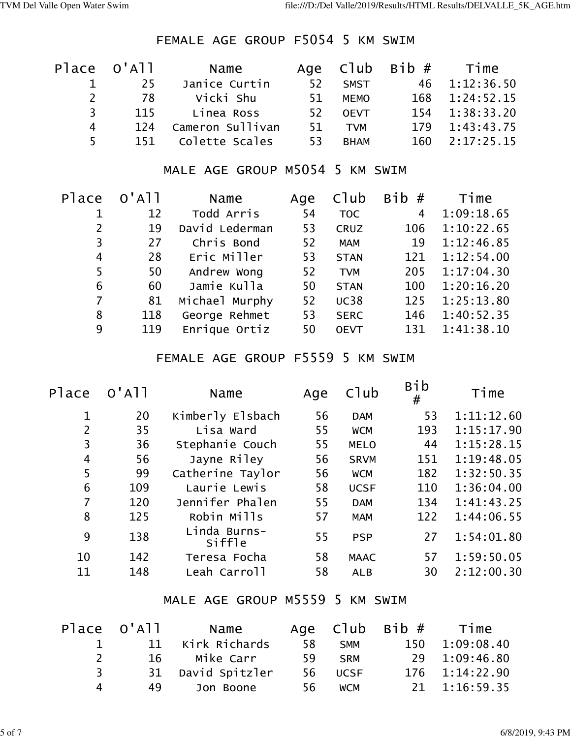## FEMALE AGE GROUP F5054 5 KM SWIM

| Place | O'All | Name | Age | Club | Bib # | Time |
|---|---|---|---|---|---|---|
| 1 | 25 | Janice Curtin | 52 | SMST | 46 | 1:12:36.50 |
| 2 | 78 | Vicki Shu | 51 | MEMO | 168 | 1:24:52.15 |
| 3 | 115 | Linea Ross | 52 | OEVT | 154 | 1:38:33.20 |
| 4 | 124 | Cameron Sullivan | 51 | TVM | 179 | 1:43:43.75 |
| 5 | 151 | Colette Scales | 53 | BHAM | 160 | 2:17:25.15 |

## MALE AGE GROUP M5054 5 KM SWIM

| Place | O'All | Name | Age | Club | Bib # | Time |
|---|---|---|---|---|---|---|
| 1 | 12 | Todd Arris | 54 | TOC | 4 | 1:09:18.65 |
| 2 | 19 | David Lederman | 53 | CRUZ | 106 | 1:10:22.65 |
| 3 | 27 | Chris Bond | 52 | MAM | 19 | 1:12:46.85 |
| 4 | 28 | Eric Miller | 53 | STAN | 121 | 1:12:54.00 |
| 5 | 50 | Andrew Wong | 52 | TVM | 205 | 1:17:04.30 |
| 6 | 60 | Jamie Kulla | 50 | STAN | 100 | 1:20:16.20 |
| 7 | 81 | Michael Murphy | 52 | UC38 | 125 | 1:25:13.80 |
| 8 | 118 | George Rehmet | 53 | SERC | 146 | 1:40:52.35 |
| 9 | 119 | Enrique Ortiz | 50 | OEVT | 131 | 1:41:38.10 |

## FEMALE AGE GROUP F5559 5 KM SWIM

| Place | O'All | Name | Age | Club | Bib # | Time |
|---|---|---|---|---|---|---|
| 1 | 20 | Kimberly Elsbach | 56 | DAM | 53 | 1:11:12.60 |
| 2 | 35 | Lisa Ward | 55 | WCM | 193 | 1:15:17.90 |
| 3 | 36 | Stephanie Couch | 55 | MELO | 44 | 1:15:28.15 |
| 4 | 56 | Jayne Riley | 56 | SRVM | 151 | 1:19:48.05 |
| 5 | 99 | Catherine Taylor | 56 | WCM | 182 | 1:32:50.35 |
| 6 | 109 | Laurie Lewis | 58 | UCSF | 110 | 1:36:04.00 |
| 7 | 120 | Jennifer Phalen | 55 | DAM | 134 | 1:41:43.25 |
| 8 | 125 | Robin Mills | 57 | MAM | 122 | 1:44:06.55 |
| 9 | 138 | Linda Burns-Siffle | 55 | PSP | 27 | 1:54:01.80 |
| 10 | 142 | Teresa Focha | 58 | MAAC | 57 | 1:59:50.05 |
| 11 | 148 | Leah Carroll | 58 | ALB | 30 | 2:12:00.30 |

## MALE AGE GROUP M5559 5 KM SWIM

| Place | O'All | Name | Age | Club | Bib # | Time |
|---|---|---|---|---|---|---|
| 1 | 11 | Kirk Richards | 58 | SMM | 150 | 1:09:08.40 |
| 2 | 16 | Mike Carr | 59 | SRM | 29 | 1:09:46.80 |
| 3 | 31 | David Spitzler | 56 | UCSF | 176 | 1:14:22.90 |
| 4 | 49 | Jon Boone | 56 | WCM | 21 | 1:16:59.35 |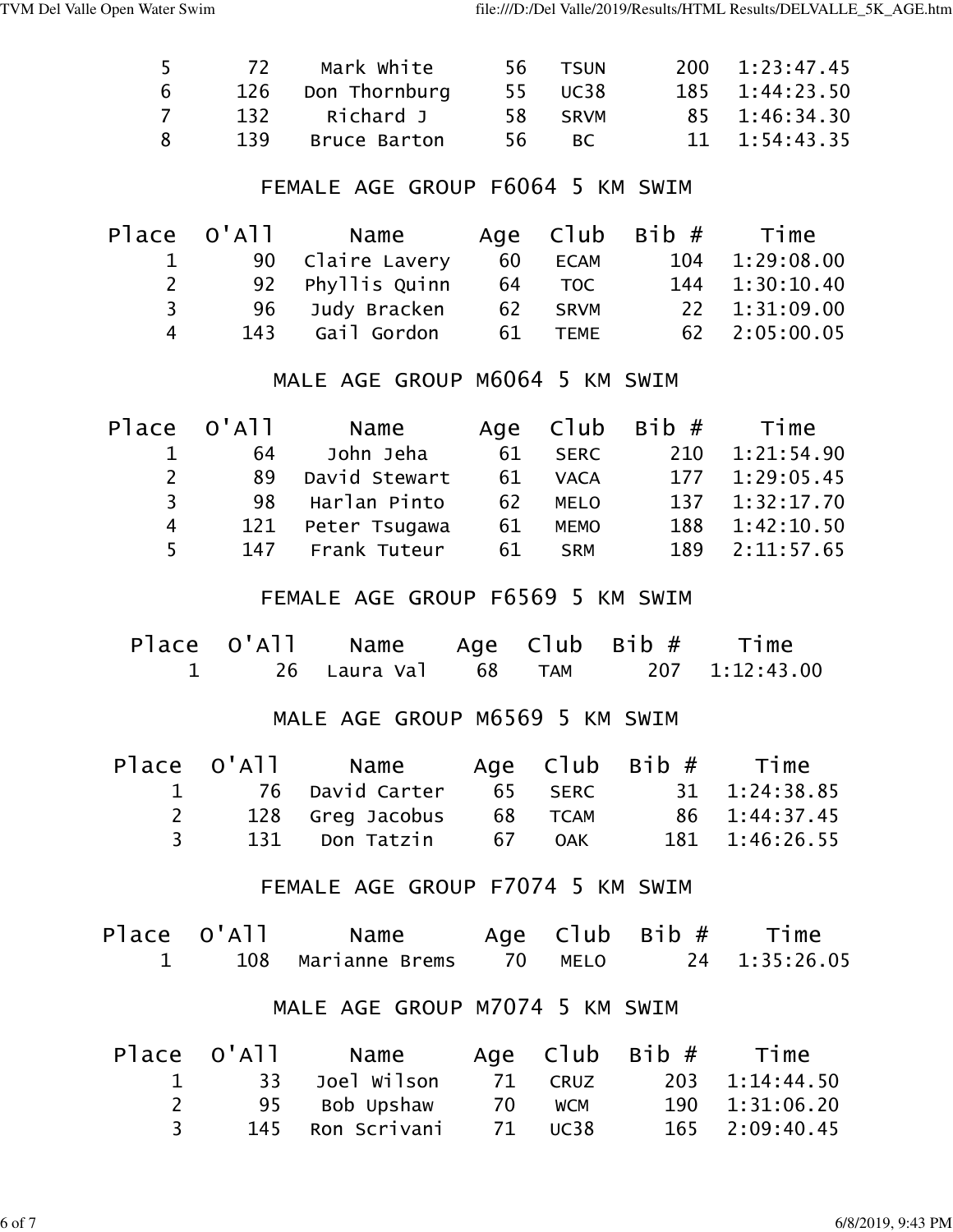| Place | O'All | Name | Age | Club | Bib # | Time |
|---|---|---|---|---|---|---|
| 5 | 72 | Mark White | 56 | TSUN | 200 | 1:23:47.45 |
| 6 | 126 | Don Thornburg | 55 | UC38 | 185 | 1:44:23.50 |
| 7 | 132 | Richard J | 58 | SRVM | 85 | 1:46:34.30 |
| 8 | 139 | Bruce Barton | 56 | BC | 11 | 1:54:43.35 |

## FEMALE AGE GROUP F6064 5 KM SWIM

| Place | O'All | Name | Age | Club | Bib # | Time |
|---|---|---|---|---|---|---|
| 1 | 90 | Claire Lavery | 60 | ECAM | 104 | 1:29:08.00 |
| 2 | 92 | Phyllis Quinn | 64 | TOC | 144 | 1:30:10.40 |
| 3 | 96 | Judy Bracken | 62 | SRVM | 22 | 1:31:09.00 |
| 4 | 143 | Gail Gordon | 61 | TEME | 62 | 2:05:00.05 |

## MALE AGE GROUP M6064 5 KM SWIM

| Place | O'All | Name | Age | Club | Bib # | Time |
|---|---|---|---|---|---|---|
| 1 | 64 | John Jeha | 61 | SERC | 210 | 1:21:54.90 |
| 2 | 89 | David Stewart | 61 | VACA | 177 | 1:29:05.45 |
| 3 | 98 | Harlan Pinto | 62 | MELO | 137 | 1:32:17.70 |
| 4 | 121 | Peter Tsugawa | 61 | MEMO | 188 | 1:42:10.50 |
| 5 | 147 | Frank Tuteur | 61 | SRM | 189 | 2:11:57.65 |

## FEMALE AGE GROUP F6569 5 KM SWIM

| Place | O'All | Name | Age | Club | Bib # | Time |
|---|---|---|---|---|---|---|
| 1 | 26 | Laura Val | 68 | TAM | 207 | 1:12:43.00 |

## MALE AGE GROUP M6569 5 KM SWIM

| Place | O'All | Name | Age | Club | Bib # | Time |
|---|---|---|---|---|---|---|
| 1 | 76 | David Carter | 65 | SERC | 31 | 1:24:38.85 |
| 2 | 128 | Greg Jacobus | 68 | TCAM | 86 | 1:44:37.45 |
| 3 | 131 | Don Tatzin | 67 | OAK | 181 | 1:46:26.55 |

## FEMALE AGE GROUP F7074 5 KM SWIM

| Place | O'All | Name | Age | Club | Bib # | Time |
|---|---|---|---|---|---|---|
| 1 | 108 | Marianne Brems | 70 | MELO | 24 | 1:35:26.05 |

## MALE AGE GROUP M7074 5 KM SWIM

| Place | O'All | Name | Age | Club | Bib # | Time |
|---|---|---|---|---|---|---|
| 1 | 33 | Joel Wilson | 71 | CRUZ | 203 | 1:14:44.50 |
| 2 | 95 | Bob Upshaw | 70 | WCM | 190 | 1:31:06.20 |
| 3 | 145 | Ron Scrivani | 71 | UC38 | 165 | 2:09:40.45 |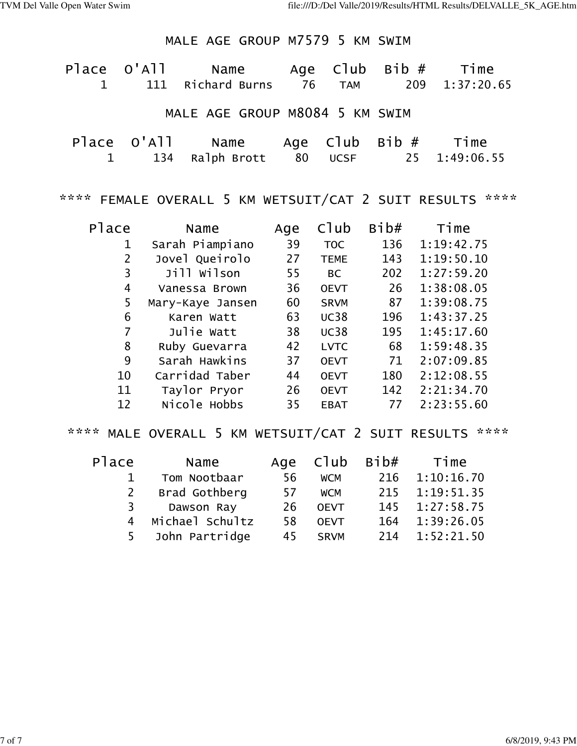## MALE AGE GROUP M7579 5 KM SWIM

| Place | O'All | Name | Age | Club | Bib # | Time |
|---|---|---|---|---|---|---|
| 1 | 111 | Richard Burns | 76 | TAM | 209 | 1:37:20.65 |

## MALE AGE GROUP M8084 5 KM SWIM

| Place | O'All | Name | Age | Club | Bib # | Time |
|---|---|---|---|---|---|---|
| 1 | 134 | Ralph Brott | 80 | UCSF | 25 | 1:49:06.55 |

## **** FEMALE OVERALL 5 KM WETSUIT/CAT 2 SUIT RESULTS ****

| Place | Name | Age | Club | Bib# | Time |
|---|---|---|---|---|---|
| 1 | Sarah Piampiano | 39 | TOC | 136 | 1:19:42.75 |
| 2 | Jovel Queirolo | 27 | TEME | 143 | 1:19:50.10 |
| 3 | Jill Wilson | 55 | BC | 202 | 1:27:59.20 |
| 4 | Vanessa Brown | 36 | OEVT | 26 | 1:38:08.05 |
| 5 | Mary-Kaye Jansen | 60 | SRVM | 87 | 1:39:08.75 |
| 6 | Karen Watt | 63 | UC38 | 196 | 1:43:37.25 |
| 7 | Julie Watt | 38 | UC38 | 195 | 1:45:17.60 |
| 8 | Ruby Guevarra | 42 | LVTC | 68 | 1:59:48.35 |
| 9 | Sarah Hawkins | 37 | OEVT | 71 | 2:07:09.85 |
| 10 | Carridad Taber | 44 | OEVT | 180 | 2:12:08.55 |
| 11 | Taylor Pryor | 26 | OEVT | 142 | 2:21:34.70 |
| 12 | Nicole Hobbs | 35 | EBAT | 77 | 2:23:55.60 |

## **** MALE OVERALL 5 KM WETSUIT/CAT 2 SUIT RESULTS ****

| Place | Name | Age | Club | Bib# | Time |
|---|---|---|---|---|---|
| 1 | Tom Nootbaar | 56 | WCM | 216 | 1:10:16.70 |
| 2 | Brad Gothberg | 57 | WCM | 215 | 1:19:51.35 |
| 3 | Dawson Ray | 26 | OEVT | 145 | 1:27:58.75 |
| 4 | Michael Schultz | 58 | OEVT | 164 | 1:39:26.05 |
| 5 | John Partridge | 45 | SRVM | 214 | 1:52:21.50 |